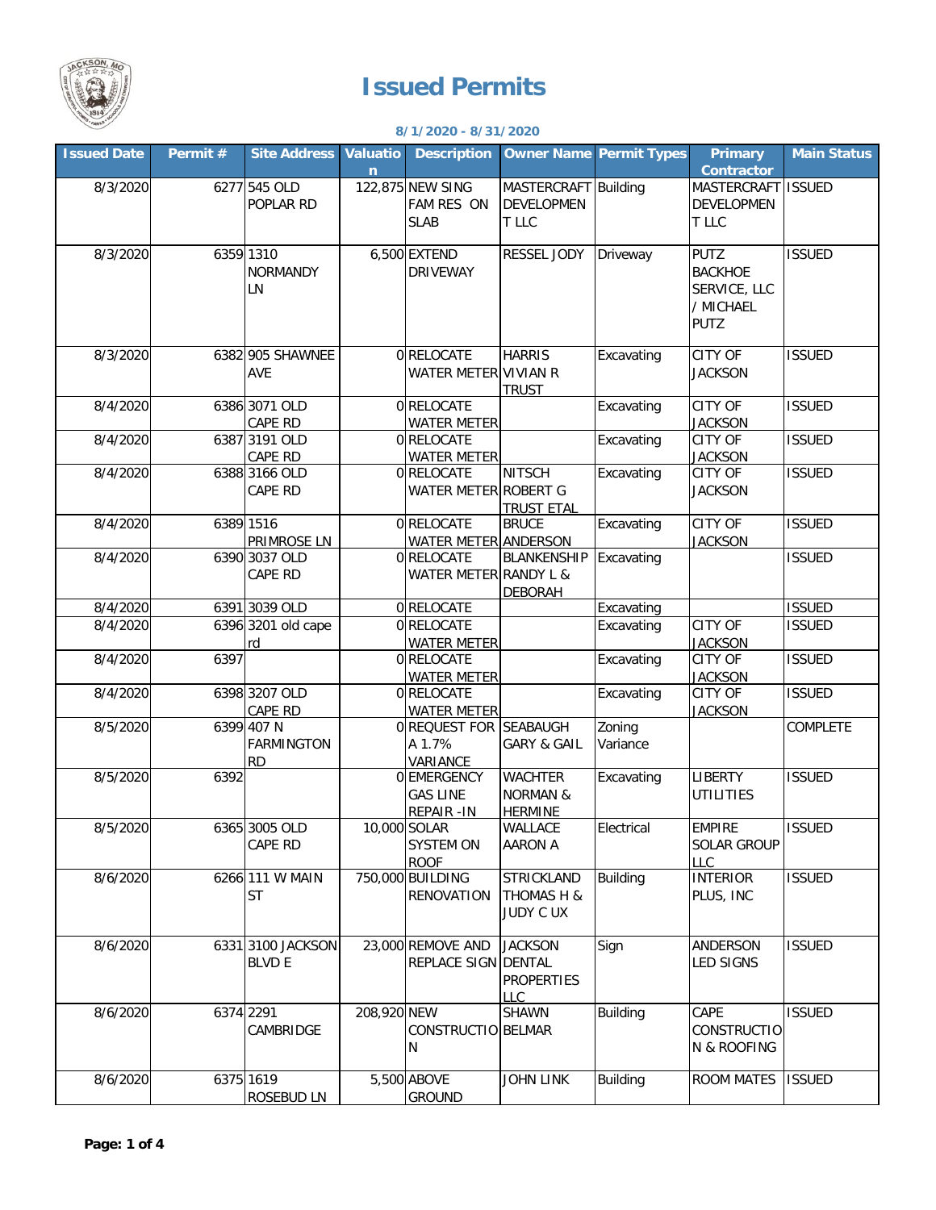# Issued Permits

**8/1/2020 - 8/31/2020**

| Issued Date | Permit # | Site Address | Valuation | Description | Owner Name | Permit Types | Primary Contractor | Main Status |
|---|---|---|---|---|---|---|---|---|
| 8/3/2020 | 6277 | 545 OLD POPLAR RD | 122,875 | NEW SING FAM RES ON SLAB | MASTERCRAFT DEVELOPMENT LLC | Building | MASTERCRAFT DEVELOPMENT LLC | ISSUED |
| 8/3/2020 | 6359 | 1310 NORMANDY LN | 6,500 | EXTEND DRIVEWAY | RESSEL JODY | Driveway | PUTZ BACKHOE SERVICE, LLC / MICHAEL PUTZ | ISSUED |
| 8/3/2020 | 6382 | 905 SHAWNEE AVE | 0 | RELOCATE WATER METER | HARRIS VIVIAN R TRUST | Excavating | CITY OF JACKSON | ISSUED |
| 8/4/2020 | 6386 | 3071 OLD CAPE RD | 0 | RELOCATE WATER METER | | Excavating | CITY OF JACKSON | ISSUED |
| 8/4/2020 | 6387 | 3191 OLD CAPE RD | 0 | RELOCATE WATER METER | | Excavating | CITY OF JACKSON | ISSUED |
| 8/4/2020 | 6388 | 3166 OLD CAPE RD | 0 | RELOCATE WATER METER | NITSCH ROBERT G TRUST ETAL | Excavating | CITY OF JACKSON | ISSUED |
| 8/4/2020 | 6389 | 1516 PRIMROSE LN | 0 | RELOCATE WATER METER | BRUCE ANDERSON | Excavating | CITY OF JACKSON | ISSUED |
| 8/4/2020 | 6390 | 3037 OLD CAPE RD | 0 | RELOCATE WATER METER | BLANKENSHIP RANDY L & DEBORAH | Excavating | | ISSUED |
| 8/4/2020 | 6391 | 3039 OLD | 0 | RELOCATE | | Excavating | | ISSUED |
| 8/4/2020 | 6396 | 3201 old cape rd | 0 | RELOCATE WATER METER | | Excavating | CITY OF JACKSON | ISSUED |
| 8/4/2020 | 6397 | | 0 | RELOCATE WATER METER | | Excavating | CITY OF JACKSON | ISSUED |
| 8/4/2020 | 6398 | 3207 OLD CAPE RD | 0 | RELOCATE WATER METER | | Excavating | CITY OF JACKSON | ISSUED |
| 8/5/2020 | 6399 | 407 N FARMINGTON RD | 0 | REQUEST FOR A 1.7% VARIANCE | SEABAUGH GARY & GAIL | Zoning Variance | | COMPLETE |
| 8/5/2020 | 6392 | | 0 | EMERGENCY GAS LINE REPAIR -IN | WACHTER NORMAN & HERMINE | Excavating | LIBERTY UTILITIES | ISSUED |
| 8/5/2020 | 6365 | 3005 OLD CAPE RD | 10,000 | SOLAR SYSTEM ON ROOF | WALLACE AARON A | Electrical | EMPIRE SOLAR GROUP LLC | ISSUED |
| 8/6/2020 | 6266 | 111 W MAIN ST | 750,000 | BUILDING RENOVATION | STRICKLAND THOMAS H & JUDY C UX | Building | INTERIOR PLUS, INC | ISSUED |
| 8/6/2020 | 6331 | 3100 JACKSON BLVD E | 23,000 | REMOVE AND REPLACE SIGN | JACKSON DENTAL PROPERTIES LLC | Sign | ANDERSON LED SIGNS | ISSUED |
| 8/6/2020 | 6374 | 2291 CAMBRIDGE | 208,920 | NEW CONSTRUCTION | SHAWN BELMAR | Building | CAPE CONSTRUCTION & ROOFING | ISSUED |
| 8/6/2020 | 6375 | 1619 ROSEBUD LN | 5,500 | ABOVE GROUND | JOHN LINK | Building | ROOM MATES | ISSUED |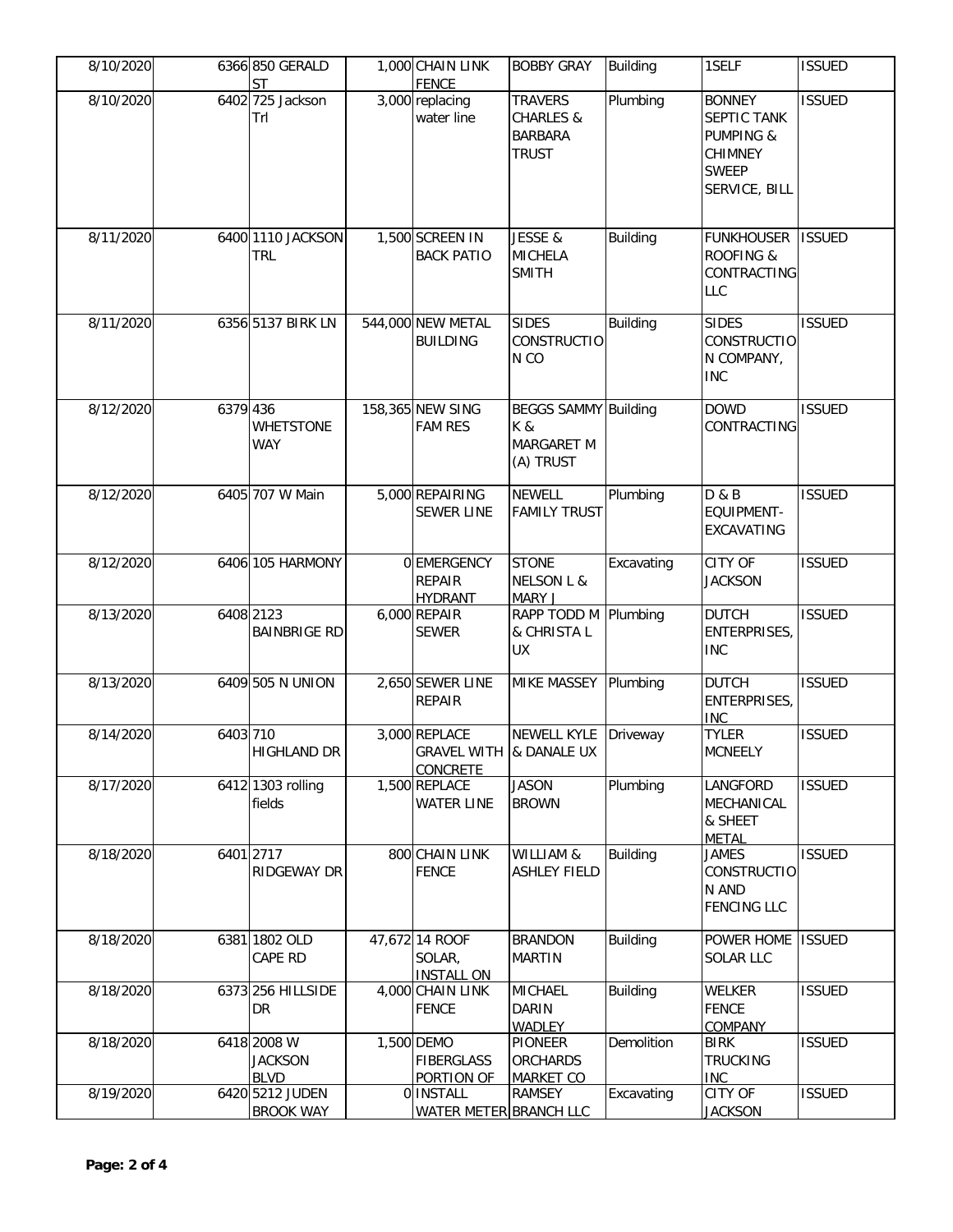| | | | | | | | | |
|---|---|---|---|---|---|---|---|---|
| 8/10/2020 | 6366 | 850 GERALD ST | 1,000 | CHAIN LINK FENCE | BOBBY GRAY | Building | 1SELF | ISSUED |
| 8/10/2020 | 6402 | 725 Jackson Trl | 3,000 | replacing water line | TRAVERS CHARLES & BARBARA TRUST | Plumbing | BONNEY SEPTIC TANK PUMPING & CHIMNEY SWEEP SERVICE, BILL | ISSUED |
| 8/11/2020 | 6400 | 1110 JACKSON TRL | 1,500 | SCREEN IN BACK PATIO | JESSE & MICHELA SMITH | Building | FUNKHOUSER ROOFING & CONTRACTING LLC | ISSUED |
| 8/11/2020 | 6356 | 5137 BIRK LN | 544,000 | NEW METAL BUILDING | SIDES CONSTRUCTION CO | Building | SIDES CONSTRUCTION COMPANY, INC | ISSUED |
| 8/12/2020 | 6379 | 436 WHETSTONE WAY | 158,365 | NEW SING FAM RES | BEGGS SAMMY K & MARGARET M (A) TRUST | Building | DOWD CONTRACTING | ISSUED |
| 8/12/2020 | 6405 | 707 W Main | 5,000 | REPAIRING SEWER LINE | NEWELL FAMILY TRUST | Plumbing | D & B EQUIPMENT-EXCAVATING | ISSUED |
| 8/12/2020 | 6406 | 105 HARMONY | 0 | EMERGENCY REPAIR HYDRANT | STONE NELSON L & MARY J | Excavating | CITY OF JACKSON | ISSUED |
| 8/13/2020 | 6408 | 2123 BAINBRIGE RD | 6,000 | REPAIR SEWER | RAPP TODD M & CHRISTA L UX | Plumbing | DUTCH ENTERPRISES, INC | ISSUED |
| 8/13/2020 | 6409 | 505 N UNION | 2,650 | SEWER LINE REPAIR | MIKE MASSEY | Plumbing | DUTCH ENTERPRISES, INC | ISSUED |
| 8/14/2020 | 6403 | 710 HIGHLAND DR | 3,000 | REPLACE GRAVEL WITH CONCRETE | NEWELL KYLE & DANALE UX | Driveway | TYLER MCNEELY | ISSUED |
| 8/17/2020 | 6412 | 1303 rolling fields | 1,500 | REPLACE WATER LINE | JASON BROWN | Plumbing | LANGFORD MECHANICAL & SHEET METAL | ISSUED |
| 8/18/2020 | 6401 | 2717 RIDGEWAY DR | 800 | CHAIN LINK FENCE | WILLIAM & ASHLEY FIELD | Building | JAMES CONSTRUCTION AND FENCING LLC | ISSUED |
| 8/18/2020 | 6381 | 1802 OLD CAPE RD | 47,672 | 14 ROOF SOLAR, INSTALL ON | BRANDON MARTIN | Building | POWER HOME SOLAR LLC | ISSUED |
| 8/18/2020 | 6373 | 256 HILLSIDE DR | 4,000 | CHAIN LINK FENCE | MICHAEL DARIN WADLEY | Building | WELKER FENCE COMPANY | ISSUED |
| 8/18/2020 | 6418 | 2008 W JACKSON BLVD | 1,500 | DEMO FIBERGLASS PORTION OF | PIONEER ORCHARDS MARKET CO | Demolition | BIRK TRUCKING INC | ISSUED |
| 8/19/2020 | 6420 | 5212 JUDEN BROOK WAY | 0 | INSTALL WATER METER | RAMSEY BRANCH LLC | Excavating | CITY OF JACKSON | ISSUED |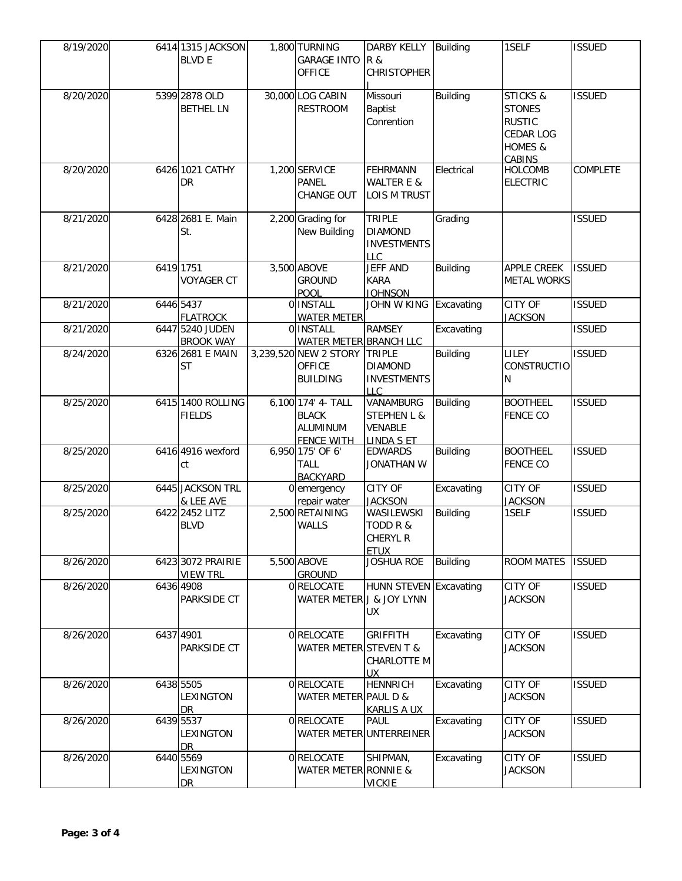| | | | | | | | |
|---|---|---|---|---|---|---|---|
| 8/19/2020 | 6414 | 1315 JACKSON BLVD E | 1,800 | TURNING GARAGE INTO OFFICE | DARBY KELLY R & CHRISTOPHER J | Building | 1SELF | ISSUED |
| 8/20/2020 | 5399 | 2878 OLD BETHEL LN | 30,000 | LOG CABIN RESTROOM | Missouri Baptist Conrention | Building | STICKS & STONES RUSTIC CEDAR LOG HOMES & CABINS | ISSUED |
| 8/20/2020 | 6426 | 1021 CATHY DR | 1,200 | SERVICE PANEL CHANGE OUT | FEHRMANN WALTER E & LOIS M TRUST | Electrical | HOLCOMB ELECTRIC | COMPLETE |
| 8/21/2020 | 6428 | 2681 E. Main St. | 2,200 | Grading for New Building | TRIPLE DIAMOND INVESTMENTS LLC | Grading | | ISSUED |
| 8/21/2020 | 6419 | 1751 VOYAGER CT | 3,500 | ABOVE GROUND POOL | JEFF AND KARA JOHNSON | Building | APPLE CREEK METAL WORKS | ISSUED |
| 8/21/2020 | 6446 | 5437 FLATROCK | 0 | INSTALL WATER METER | JOHN W KING | Excavating | CITY OF JACKSON | ISSUED |
| 8/21/2020 | 6447 | 5240 JUDEN BROOK WAY | 0 | INSTALL WATER METER | RAMSEY BRANCH LLC | Excavating | | ISSUED |
| 8/24/2020 | 6326 | 2681 E MAIN ST | 3,239,520 | NEW 2 STORY OFFICE BUILDING | TRIPLE DIAMOND INVESTMENTS LLC | Building | LILEY CONSTRUCTION | ISSUED |
| 8/25/2020 | 6415 | 1400 ROLLING FIELDS | 6,100 | 174' 4- TALL BLACK ALUMINUM FENCE WITH | VANAMBURG STEPHEN L & VENABLE LINDA S ET | Building | BOOTHEEL FENCE CO | ISSUED |
| 8/25/2020 | 6416 | 4916 wexford ct | 6,950 | 175' OF 6' TALL BACKYARD | EDWARDS JONATHAN W | Building | BOOTHEEL FENCE CO | ISSUED |
| 8/25/2020 | 6445 | JACKSON TRL & LEE AVE | 0 | emergency repair water | CITY OF JACKSON | Excavating | CITY OF JACKSON | ISSUED |
| 8/25/2020 | 6422 | 2452 LITZ BLVD | 2,500 | RETAINING WALLS | WASILEWSKI TODD R & CHERYL R ETUX | Building | 1SELF | ISSUED |
| 8/26/2020 | 6423 | 3072 PRAIRIE VIEW TRL | 5,500 | ABOVE GROUND | JOSHUA ROE | Building | ROOM MATES | ISSUED |
| 8/26/2020 | 6436 | 4908 PARKSIDE CT | 0 | RELOCATE WATER METER | HUNN STEVEN J & JOY LYNN UX | Excavating | CITY OF JACKSON | ISSUED |
| 8/26/2020 | 6437 | 4901 PARKSIDE CT | 0 | RELOCATE WATER METER | GRIFFITH STEVEN T & CHARLOTTE M UX | Excavating | CITY OF JACKSON | ISSUED |
| 8/26/2020 | 6438 | 5505 LEXINGTON DR | 0 | RELOCATE WATER METER | HENNRICH PAUL D & KARLIS A UX | Excavating | CITY OF JACKSON | ISSUED |
| 8/26/2020 | 6439 | 5537 LEXINGTON DR | 0 | RELOCATE WATER METER | PAUL UNTERREINER | Excavating | CITY OF JACKSON | ISSUED |
| 8/26/2020 | 6440 | 5569 LEXINGTON DR | 0 | RELOCATE WATER METER | SHIPMAN, RONNIE & VICKIE | Excavating | CITY OF JACKSON | ISSUED |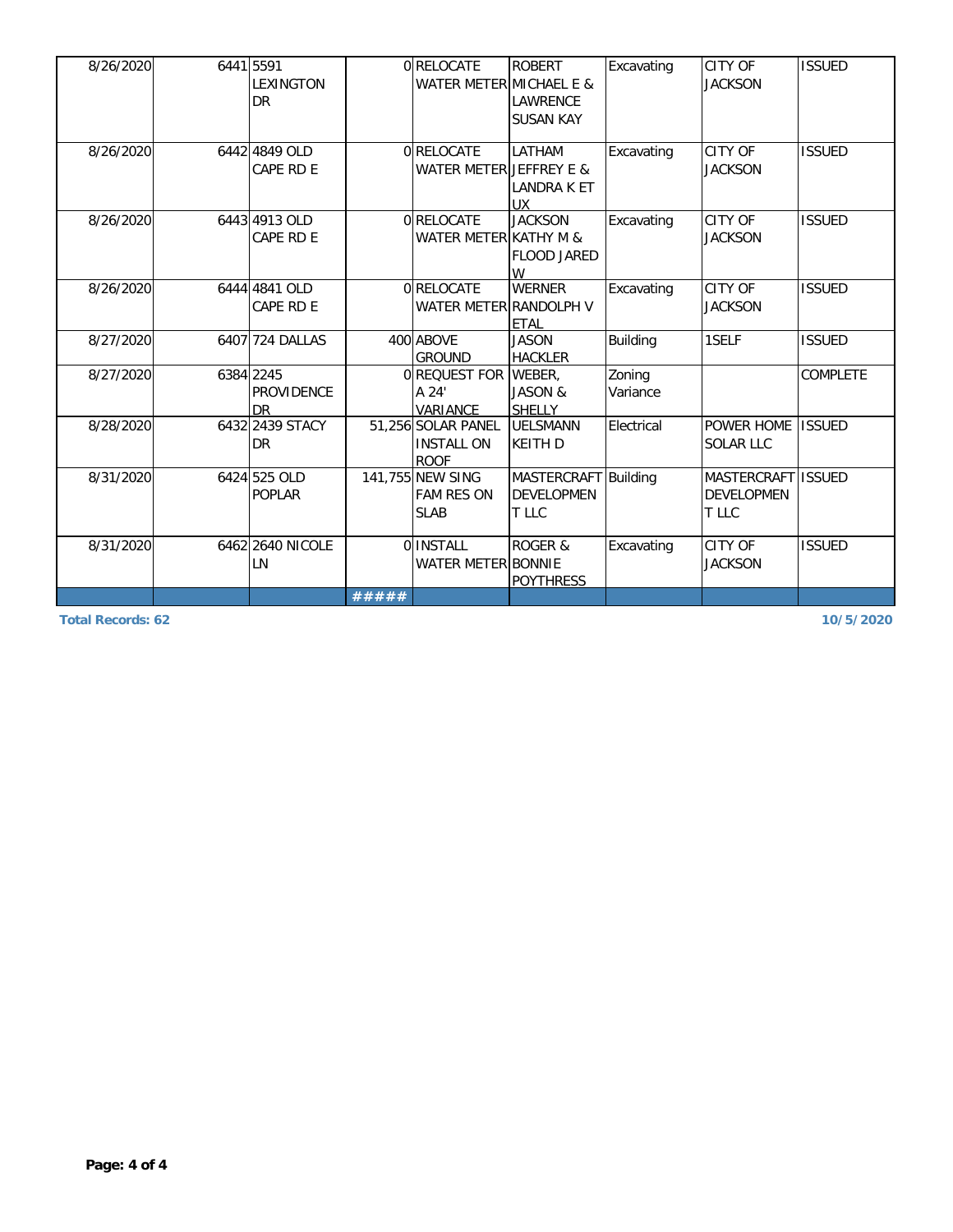| | | | | | | | | |
|---|---|---|---|---|---|---|---|---|
| 8/26/2020 | 6441 | 5591 LEXINGTON DR | 0 | RELOCATE WATER METER | ROBERT MICHAEL E & LAWRENCE SUSAN KAY | Excavating | CITY OF JACKSON | ISSUED |
| 8/26/2020 | 6442 | 4849 OLD CAPE RD E | 0 | RELOCATE WATER METER | LATHAM JEFFREY E & LANDRA K ET UX | Excavating | CITY OF JACKSON | ISSUED |
| 8/26/2020 | 6443 | 4913 OLD CAPE RD E | 0 | RELOCATE WATER METER | JACKSON KATHY M & FLOOD JARED W | Excavating | CITY OF JACKSON | ISSUED |
| 8/26/2020 | 6444 | 4841 OLD CAPE RD E | 0 | RELOCATE WATER METER | WERNER RANDOLPH V ETAL | Excavating | CITY OF JACKSON | ISSUED |
| 8/27/2020 | 6407 | 724 DALLAS | 400 | ABOVE GROUND | JASON HACKLER | Building | 1SELF | ISSUED |
| 8/27/2020 | 6384 | 2245 PROVIDENCE DR | 0 | REQUEST FOR A 24' VARIANCE | WEBER, JASON & SHELLY | Zoning Variance | | COMPLETE |
| 8/28/2020 | 6432 | 2439 STACY DR | 51,256 | SOLAR PANEL INSTALL ON ROOF | UELSMANN KEITH D | Electrical | POWER HOME SOLAR LLC | ISSUED |
| 8/31/2020 | 6424 | 525 OLD POPLAR | 141,755 | NEW SING FAM RES ON SLAB | MASTERCRAFT DEVELOPMENT LLC | Building | MASTERCRAFT DEVELOPMENT LLC | ISSUED |
| 8/31/2020 | 6462 | 2640 NICOLE LN | 0 | INSTALL WATER METER | ROGER & BONNIE POYTHRESS | Excavating | CITY OF JACKSON | ISSUED |
| | | | ##### | | | | | |

**Total Records: 62**

**10/5/2020**